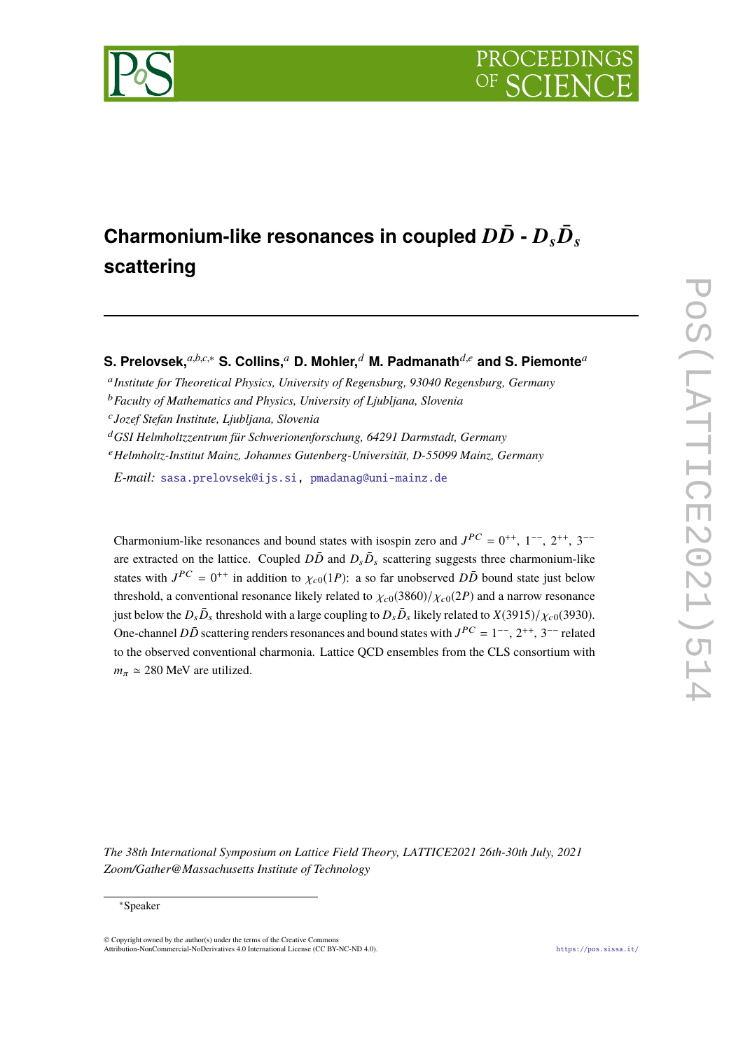# Charmonium-like resonances in coupled $D\bar{D}$ - $D_s\bar{D}_s$ scattering

**S. Prelovsek,**[a,b,c,*] **S. Collins,**[a] **D. Mohler,**[d] **M. Padmanath**[d,e] **and S. Piemonte**[a]

[a] *Institute for Theoretical Physics, University of Regensburg, 93040 Regensburg, Germany*

[b] *Faculty of Mathematics and Physics, University of Ljubljana, Slovenia*

[c] *Jozef Stefan Institute, Ljubljana, Slovenia*

[d] *GSI Helmholtzzentrum für Schwerionenforschung, 64291 Darmstadt, Germany*

[e] *Helmholtz-Institut Mainz, Johannes Gutenberg-Universität, D-55099 Mainz, Germany*

*E-mail:* sasa.prelovsek@ijs.si, pmadanag@uni-mainz.de

Charmonium-like resonances and bound states with isospin zero and $J^{PC} = 0^{++}, 1^{--}, 2^{++}, 3^{--}$ are extracted on the lattice. Coupled $D\bar{D}$ and $D_s\bar{D}_s$ scattering suggests three charmonium-like states with $J^{PC} = 0^{++}$ in addition to $\chi_{c0}(1P)$: a so far unobserved $D\bar{D}$ bound state just below threshold, a conventional resonance likely related to $\chi_{c0}(3860)/\chi_{c0}(2P)$ and a narrow resonance just below the $D_s\bar{D}_s$ threshold with a large coupling to $D_s\bar{D}_s$ likely related to $X(3915)/\chi_{c0}(3930)$. One-channel $D\bar{D}$ scattering renders resonances and bound states with $J^{PC} = 1^{--}, 2^{++}, 3^{--}$ related to the observed conventional charmonia. Lattice QCD ensembles from the CLS consortium with $m_\pi \simeq 280$ MeV are utilized.

*The 38th International Symposium on Lattice Field Theory, LATTICE2021 26th-30th July, 2021*
*Zoom/Gather@Massachusetts Institute of Technology*

*Speaker

© Copyright owned by the author(s) under the terms of the Creative Commons Attribution-NonCommercial-NoDerivatives 4.0 International License (CC BY-NC-ND 4.0).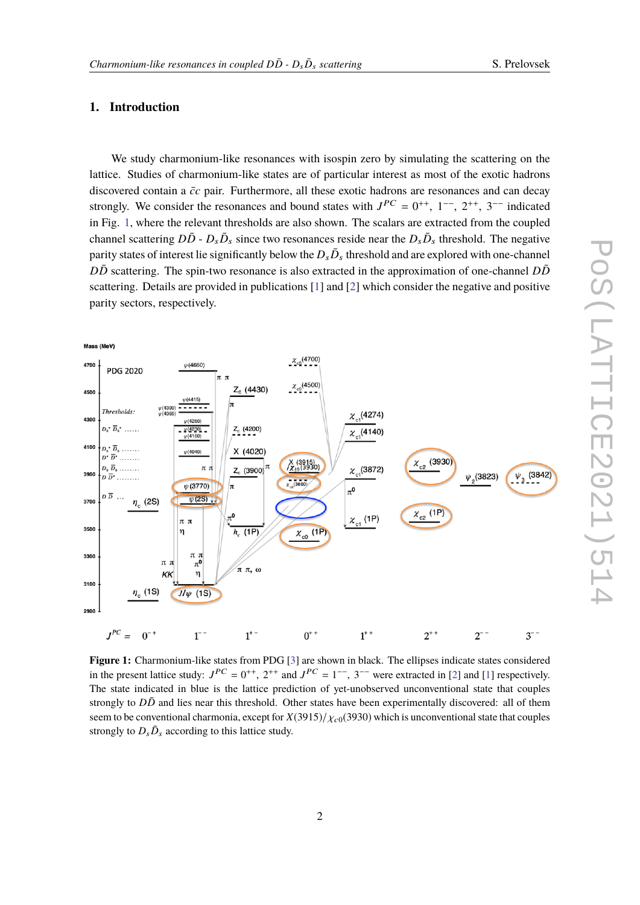## 1. Introduction

We study charmonium-like resonances with isospin zero by simulating the scattering on the lattice. Studies of charmonium-like states are of particular interest as most of the exotic hadrons discovered contain a $\bar{c}c$ pair. Furthermore, all these exotic hadrons are resonances and can decay strongly. We consider the resonances and bound states with $J^{PC} = 0^{++}$, $1^{--}$, $2^{++}$, $3^{--}$ indicated in Fig. 1, where the relevant thresholds are also shown. The scalars are extracted from the coupled channel scattering $D\bar{D}$ - $D_s\bar{D}_s$ since two resonances reside near the $D_s\bar{D}_s$ threshold. The negative parity states of interest lie significantly below the $D_s\bar{D}_s$ threshold and are explored with one-channel $D\bar{D}$ scattering. The spin-two resonance is also extracted in the approximation of one-channel $D\bar{D}$ scattering. Details are provided in publications [1] and [2] which consider the negative and positive parity sectors, respectively.

**Figure 1:** Charmonium-like states from PDG [3] are shown in black. The ellipses indicate states considered in the present lattice study: $J^{PC} = 0^{++}$, $2^{++}$ and $J^{PC} = 1^{--}$, $3^{--}$ were extracted in [2] and [1] respectively. The state indicated in blue is the lattice prediction of yet-unobserved unconventional state that couples strongly to $D\bar{D}$ and lies near this threshold. Other states have been experimentally discovered: all of them seem to be conventional charmonia, except for $X(3915)/\chi_{c0}(3930)$ which is unconventional state that couples strongly to $D_s\bar{D}_s$ according to this lattice study.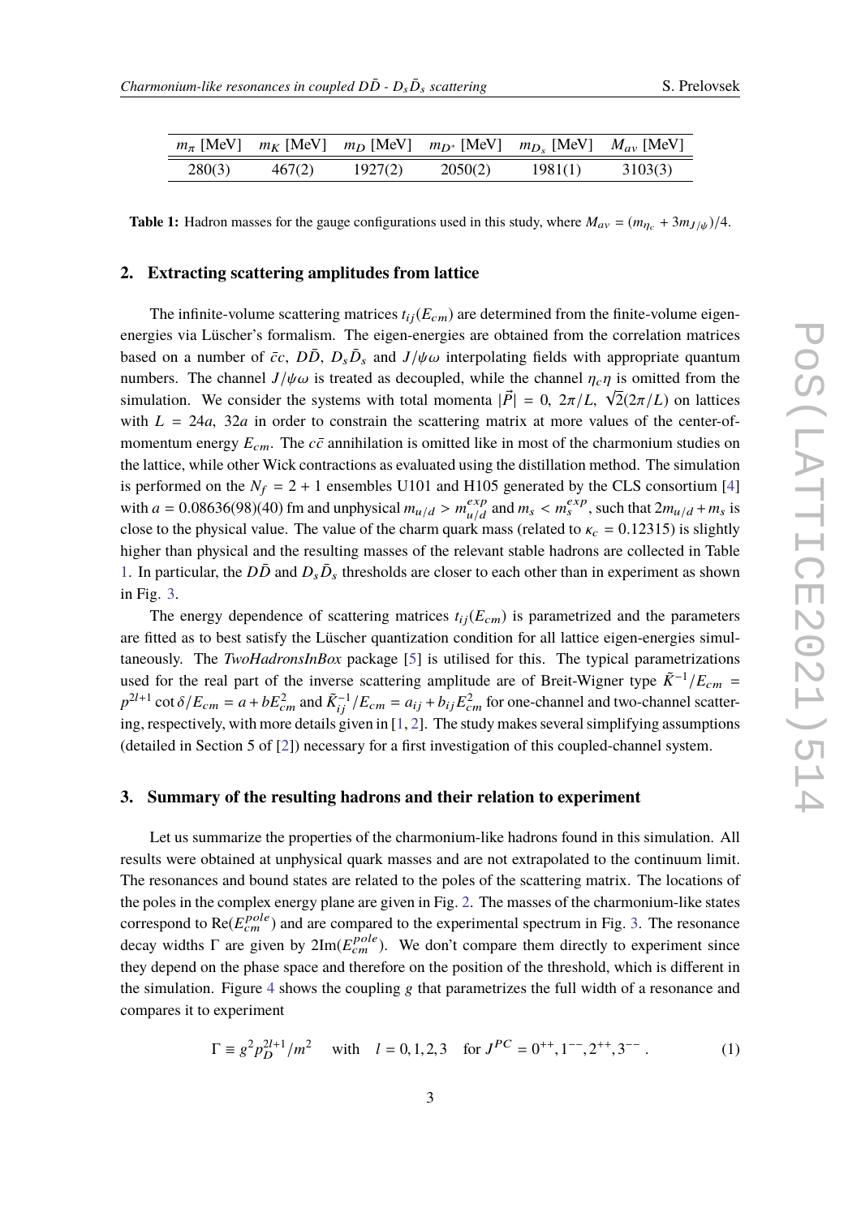| $m_\pi$ [MeV] | $m_K$ [MeV] | $m_D$ [MeV] | $m_{D^*}$ [MeV] | $m_{D_s}$ [MeV] | $M_{av}$ [MeV] |
|---|---|---|---|---|---|
| 280(3) | 467(2) | 1927(2) | 2050(2) | 1981(1) | 3103(3) |

**Table 1:** Hadron masses for the gauge configurations used in this study, where $M_{av} = (m_{\eta_c} + 3m_{J/\psi})/4$.

## 2. Extracting scattering amplitudes from lattice

The infinite-volume scattering matrices $t_{ij}(E_{cm})$ are determined from the finite-volume eigen-energies via Lüscher's formalism. The eigen-energies are obtained from the correlation matrices based on a number of $\bar{c}c$, $D\bar{D}$, $D_s\bar{D}_s$ and $J/\psi\omega$ interpolating fields with appropriate quantum numbers. The channel $J/\psi\omega$ is treated as decoupled, while the channel $\eta_c\eta$ is omitted from the simulation. We consider the systems with total momenta $|\vec{P}| = 0,\ 2\pi/L,\ \sqrt{2}(2\pi/L)$ on lattices with $L = 24a,\ 32a$ in order to constrain the scattering matrix at more values of the center-of-momentum energy $E_{cm}$. The $c\bar{c}$ annihilation is omitted like in most of the charmonium studies on the lattice, while other Wick contractions as evaluated using the distillation method. The simulation is performed on the $N_f = 2 + 1$ ensembles U101 and H105 generated by the CLS consortium [4] with $a = 0.08636(98)(40)$ fm and unphysical $m_{u/d} > m_{u/d}^{exp}$ and $m_s < m_s^{exp}$, such that $2m_{u/d} + m_s$ is close to the physical value. The value of the charm quark mass (related to $\kappa_c = 0.12315$) is slightly higher than physical and the resulting masses of the relevant stable hadrons are collected in Table 1. In particular, the $D\bar{D}$ and $D_s\bar{D}_s$ thresholds are closer to each other than in experiment as shown in Fig. 3.

The energy dependence of scattering matrices $t_{ij}(E_{cm})$ is parametrized and the parameters are fitted as to best satisfy the Lüscher quantization condition for all lattice eigen-energies simultaneously. The *TwoHadronsInBox* package [5] is utilised for this. The typical parametrizations used for the real part of the inverse scattering amplitude are of Breit-Wigner type $\tilde{K}^{-1}/E_{cm} = p^{2l+1}\cot\delta/E_{cm} = a + bE_{cm}^2$ and $\tilde{K}_{ij}^{-1}/E_{cm} = a_{ij} + b_{ij}E_{cm}^2$ for one-channel and two-channel scattering, respectively, with more details given in [1, 2]. The study makes several simplifying assumptions (detailed in Section 5 of [2]) necessary for a first investigation of this coupled-channel system.

## 3. Summary of the resulting hadrons and their relation to experiment

Let us summarize the properties of the charmonium-like hadrons found in this simulation. All results were obtained at unphysical quark masses and are not extrapolated to the continuum limit. The resonances and bound states are related to the poles of the scattering matrix. The locations of the poles in the complex energy plane are given in Fig. 2. The masses of the charmonium-like states correspond to $\mathrm{Re}(E_{cm}^{pole})$ and are compared to the experimental spectrum in Fig. 3. The resonance decay widths $\Gamma$ are given by $2\mathrm{Im}(E_{cm}^{pole})$. We don't compare them directly to experiment since they depend on the phase space and therefore on the position of the threshold, which is different in the simulation. Figure 4 shows the coupling $g$ that parametrizes the full width of a resonance and compares it to experiment

$$\Gamma \equiv g^2 p_D^{2l+1}/m^2 \quad \text{with} \quad l = 0, 1, 2, 3 \quad \text{for } J^{PC} = 0^{++}, 1^{--}, 2^{++}, 3^{--}\ . \tag{1}$$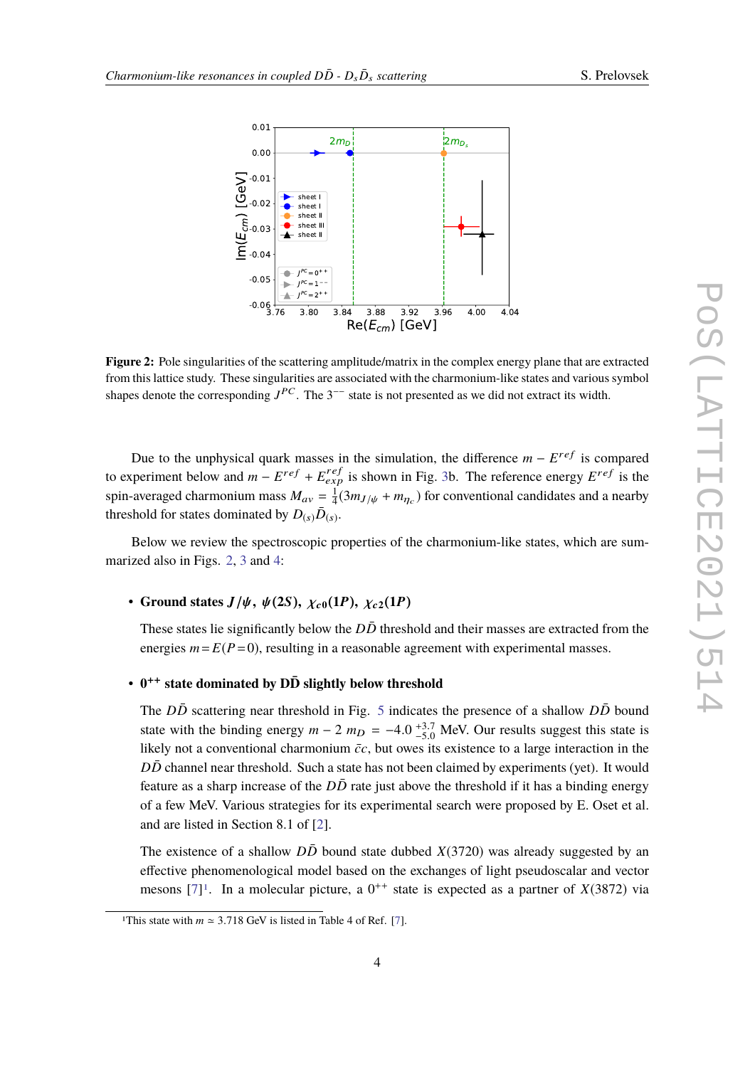**Figure 2:** Pole singularities of the scattering amplitude/matrix in the complex energy plane that are extracted from this lattice study. These singularities are associated with the charmonium-like states and various symbol shapes denote the corresponding $J^{PC}$. The $3^{--}$ state is not presented as we did not extract its width.

Due to the unphysical quark masses in the simulation, the difference $m - E^{ref}$ is compared to experiment below and $m - E^{ref} + E^{ref}_{exp}$ is shown in Fig. 3b. The reference energy $E^{ref}$ is the spin-averaged charmonium mass $M_{av} = \frac{1}{4}(3m_{J/\psi} + m_{\eta_c})$ for conventional candidates and a nearby threshold for states dominated by $D_{(s)}\bar{D}_{(s)}$.

Below we review the spectroscopic properties of the charmonium-like states, which are summarized also in Figs. 2, 3 and 4:

- **Ground states $J/\psi$, $\psi(2S)$, $\chi_{c0}(1P)$, $\chi_{c2}(1P)$**

  These states lie significantly below the $D\bar{D}$ threshold and their masses are extracted from the energies $m = E(P=0)$, resulting in a reasonable agreement with experimental masses.

- **$0^{++}$ state dominated by $D\bar{D}$ slightly below threshold**

  The $D\bar{D}$ scattering near threshold in Fig. 5 indicates the presence of a shallow $D\bar{D}$ bound state with the binding energy $m - 2\,m_D = -4.0\,^{+3.7}_{-5.0}$ MeV. Our results suggest this state is likely not a conventional charmonium $\bar{c}c$, but owes its existence to a large interaction in the $D\bar{D}$ channel near threshold. Such a state has not been claimed by experiments (yet). It would feature as a sharp increase of the $D\bar{D}$ rate just above the threshold if it has a binding energy of a few MeV. Various strategies for its experimental search were proposed by E. Oset et al. and are listed in Section 8.1 of [2].

  The existence of a shallow $D\bar{D}$ bound state dubbed $X(3720)$ was already suggested by an effective phenomenological model based on the exchanges of light pseudoscalar and vector mesons [7][1]. In a molecular picture, a $0^{++}$ state is expected as a partner of $X(3872)$ via

[1] This state with $m \simeq 3.718$ GeV is listed in Table 4 of Ref. [7].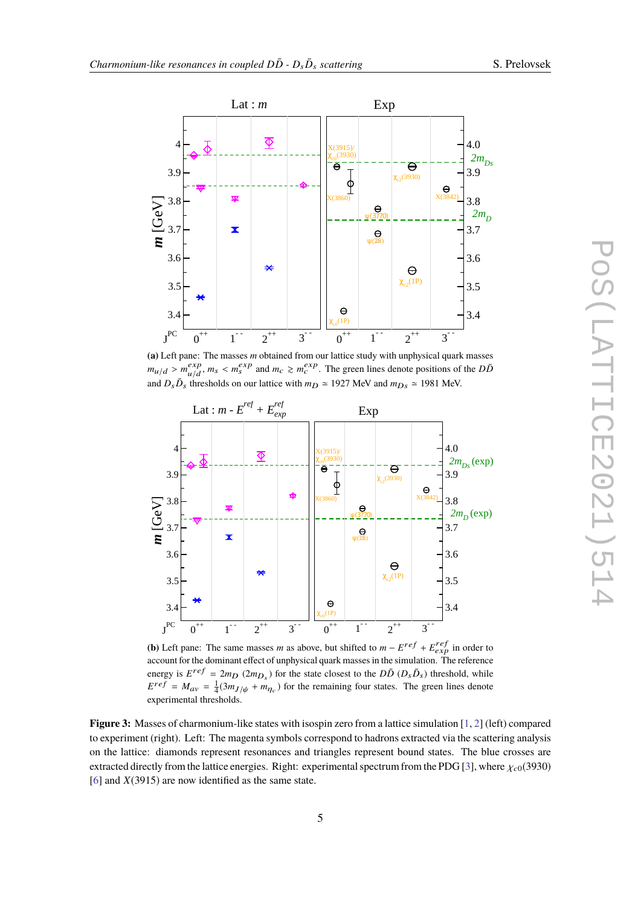**(a)** Left pane: The masses $m$ obtained from our lattice study with unphysical quark masses $m_{u/d} > m_{u/d}^{exp}$, $m_s < m_s^{exp}$ and $m_c \gtrsim m_c^{exp}$. The green lines denote positions of the $D\bar{D}$ and $D_s\bar{D}_s$ thresholds on our lattice with $m_D \simeq 1927$ MeV and $m_{D_s} \simeq 1981$ MeV.

**(b)** Left pane: The same masses $m$ as above, but shifted to $m - E^{ref} + E^{ref}_{exp}$ in order to account for the dominant effect of unphysical quark masses in the simulation. The reference energy is $E^{ref} = 2m_D$ $(2m_{D_s})$ for the state closest to the $D\bar{D}$ $(D_s\bar{D}_s)$ threshold, while $E^{ref} = M_{av} = \frac{1}{4}(3m_{J/\psi} + m_{\eta_c})$ for the remaining four states. The green lines denote experimental thresholds.

**Figure 3:** Masses of charmonium-like states with isospin zero from a lattice simulation [1, 2] (left) compared to experiment (right). Left: The magenta symbols correspond to hadrons extracted via the scattering analysis on the lattice: diamonds represent resonances and triangles represent bound states. The blue crosses are extracted directly from the lattice energies. Right: experimental spectrum from the PDG [3], where $\chi_{c0}(3930)$ [6] and $X(3915)$ are now identified as the same state.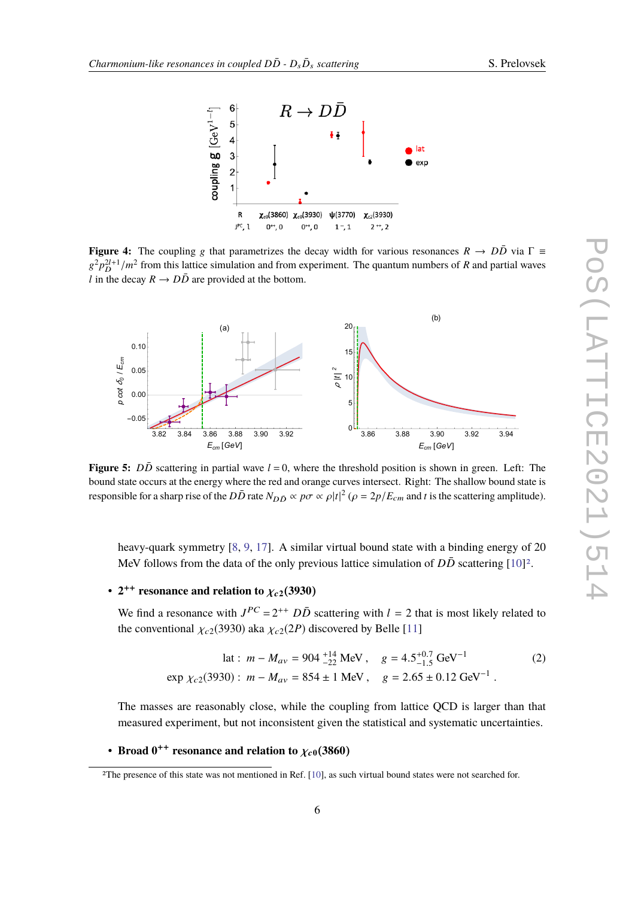**Figure 4:** The coupling $g$ that parametrizes the decay width for various resonances $R \to D\bar{D}$ via $\Gamma \equiv g^2 p_D^{2l+1}/m^2$ from this lattice simulation and from experiment. The quantum numbers of $R$ and partial waves $l$ in the decay $R \to D\bar{D}$ are provided at the bottom.

**Figure 5:** $D\bar{D}$ scattering in partial wave $l = 0$, where the threshold position is shown in green. Left: The bound state occurs at the energy where the red and orange curves intersect. Right: The shallow bound state is responsible for a sharp rise of the $D\bar{D}$ rate $N_{D\bar{D}} \propto p\sigma \propto \rho|t|^2$ ($\rho = 2p/E_{cm}$ and $t$ is the scattering amplitude).

heavy-quark symmetry [8, 9, 17]. A similar virtual bound state with a binding energy of 20 MeV follows from the data of the only previous lattice simulation of $D\bar{D}$ scattering [10][2].

- **$2^{++}$ resonance and relation to $\chi_{c2}(3930)$**

  We find a resonance with $J^{PC} = 2^{++}$ $D\bar{D}$ scattering with $l = 2$ that is most likely related to the conventional $\chi_{c2}(3930)$ aka $\chi_{c2}(2P)$ discovered by Belle [11]

$$\begin{aligned}
\text{lat}: \; m - M_{av} &= 904 \,^{+14}_{-22} \text{ MeV}, \quad g = 4.5^{+0.7}_{-1.5} \text{ GeV}^{-1} \\
\text{exp } \chi_{c2}(3930): \; m - M_{av} &= 854 \pm 1 \text{ MeV}, \quad g = 2.65 \pm 0.12 \text{ GeV}^{-1}.
\end{aligned} \tag{2}$$

  The masses are reasonably close, while the coupling from lattice QCD is larger than that measured experiment, but not inconsistent given the statistical and systematic uncertainties.

- **Broad $0^{++}$ resonance and relation to $\chi_{c0}(3860)$**

[2] The presence of this state was not mentioned in Ref. [10], as such virtual bound states were not searched for.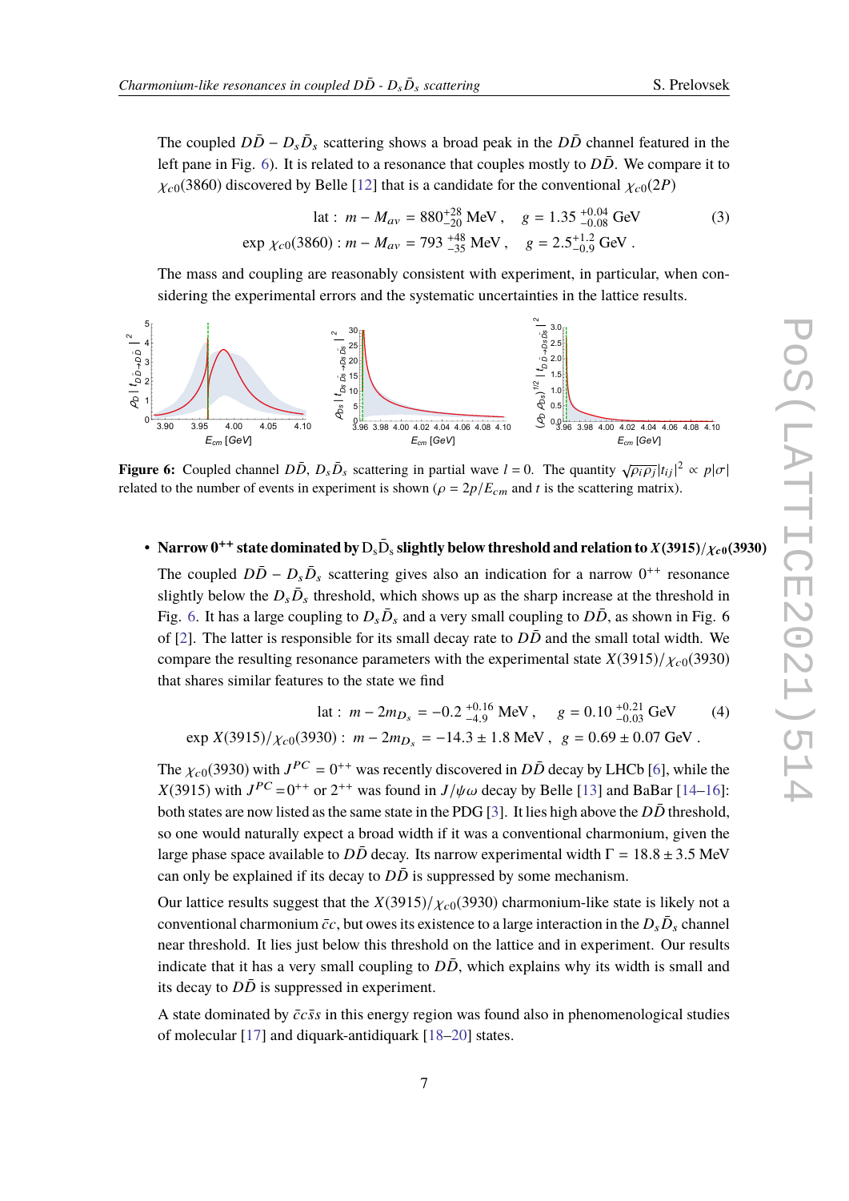The coupled $D\bar{D} - D_s\bar{D}_s$ scattering shows a broad peak in the $D\bar{D}$ channel featured in the left pane in Fig. 6). It is related to a resonance that couples mostly to $D\bar{D}$. We compare it to $\chi_{c0}(3860)$ discovered by Belle [12] that is a candidate for the conventional $\chi_{c0}(2P)$

$$\text{lat}: \; m - M_{av} = 880^{+28}_{-20}\ \text{MeV}\,, \quad g = 1.35\ ^{+0.04}_{-0.08}\ \text{GeV} \qquad (3)$$
$$\text{exp}\ \chi_{c0}(3860): m - M_{av} = 793\ ^{+48}_{-35}\ \text{MeV}\,, \quad g = 2.5^{+1.2}_{-0.9}\ \text{GeV}\,.$$

The mass and coupling are reasonably consistent with experiment, in particular, when considering the experimental errors and the systematic uncertainties in the lattice results.

**Figure 6:** Coupled channel $D\bar{D}$, $D_s\bar{D}_s$ scattering in partial wave $l = 0$. The quantity $\sqrt{\rho_i\rho_j}|t_{ij}|^2 \propto p|\sigma|$ related to the number of events in experiment is shown ($\rho = 2p/E_{cm}$ and $t$ is the scattering matrix).

- **Narrow $0^{++}$ state dominated by $D_s\bar{D}_s$ slightly below threshold and relation to $X(3915)/\chi_{c0}(3930)$**

  The coupled $D\bar{D} - D_s\bar{D}_s$ scattering gives also an indication for a narrow $0^{++}$ resonance slightly below the $D_s\bar{D}_s$ threshold, which shows up as the sharp increase at the threshold in Fig. 6. It has a large coupling to $D_s\bar{D}_s$ and a very small coupling to $D\bar{D}$, as shown in Fig. 6 of [2]. The latter is responsible for its small decay rate to $D\bar{D}$ and the small total width. We compare the resulting resonance parameters with the experimental state $X(3915)/\chi_{c0}(3930)$ that shares similar features to the state we find

$$\text{lat}: \; m - 2m_{D_s} = -0.2\ ^{+0.16}_{-4.9}\ \text{MeV}\,, \quad g = 0.10\ ^{+0.21}_{-0.03}\ \text{GeV} \qquad (4)$$
$$\text{exp}\ X(3915)/\chi_{c0}(3930): \; m - 2m_{D_s} = -14.3 \pm 1.8\ \text{MeV}\,, \quad g = 0.69 \pm 0.07\ \text{GeV}\,.$$

  The $\chi_{c0}(3930)$ with $J^{PC} = 0^{++}$ was recently discovered in $D\bar{D}$ decay by LHCb [6], while the $X(3915)$ with $J^{PC} = 0^{++}$ or $2^{++}$ was found in $J/\psi\omega$ decay by Belle [13] and BaBar [14–16]: both states are now listed as the same state in the PDG [3]. It lies high above the $D\bar{D}$ threshold, so one would naturally expect a broad width if it was a conventional charmonium, given the large phase space available to $D\bar{D}$ decay. Its narrow experimental width $\Gamma = 18.8 \pm 3.5$ MeV can only be explained if its decay to $D\bar{D}$ is suppressed by some mechanism.

  Our lattice results suggest that the $X(3915)/\chi_{c0}(3930)$ charmonium-like state is likely not a conventional charmonium $\bar{c}c$, but owes its existence to a large interaction in the $D_s\bar{D}_s$ channel near threshold. It lies just below this threshold on the lattice and in experiment. Our results indicate that it has a very small coupling to $D\bar{D}$, which explains why its width is small and its decay to $D\bar{D}$ is suppressed in experiment.

  A state dominated by $\bar{c}c\bar{s}s$ in this energy region was found also in phenomenological studies of molecular [17] and diquark-antidiquark [18–20] states.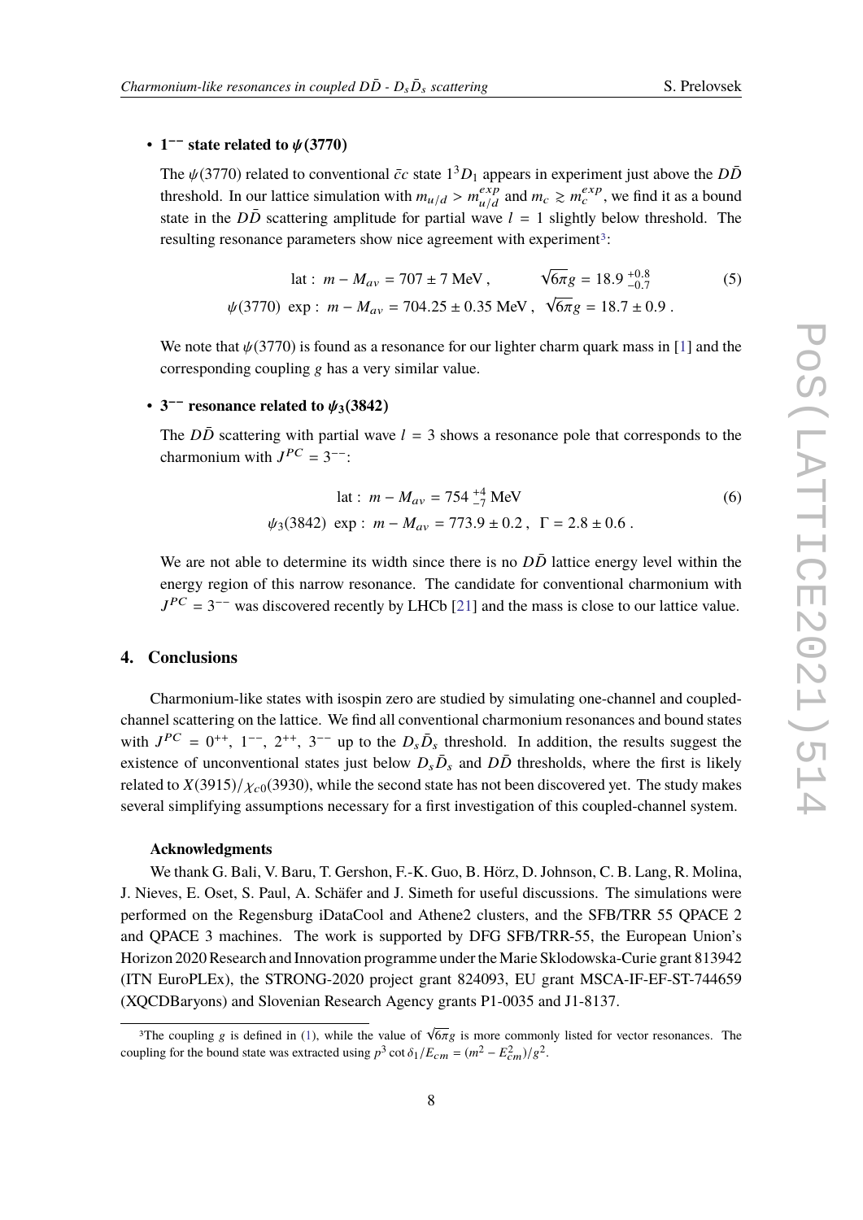- **$1^{--}$ state related to $\psi(3770)$**

  The $\psi(3770)$ related to conventional $\bar{c}c$ state $1^3D_1$ appears in experiment just above the $D\bar{D}$ threshold. In our lattice simulation with $m_{u/d} > m_{u/d}^{exp}$ and $m_c \gtrsim m_c^{exp}$, we find it as a bound state in the $D\bar{D}$ scattering amplitude for partial wave $l = 1$ slightly below threshold. The resulting resonance parameters show nice agreement with experiment[3]:

$$
\begin{aligned}
\text{lat}: \ m - M_{av} &= 707 \pm 7 \text{ MeV}, \qquad \sqrt{6\pi}g = 18.9\,^{+0.8}_{-0.7} \\
\psi(3770) \ \text{exp}: \ m - M_{av} &= 704.25 \pm 0.35 \text{ MeV}, \ \ \sqrt{6\pi}g = 18.7 \pm 0.9 \,.
\end{aligned} \tag{5}
$$

  We note that $\psi(3770)$ is found as a resonance for our lighter charm quark mass in [1] and the corresponding coupling $g$ has a very similar value.

- **$3^{--}$ resonance related to $\psi_3(3842)$**

  The $D\bar{D}$ scattering with partial wave $l = 3$ shows a resonance pole that corresponds to the charmonium with $J^{PC} = 3^{--}$:

$$
\begin{aligned}
\text{lat}: \ m - M_{av} &= 754\,^{+4}_{-7} \text{ MeV} \\
\psi_3(3842) \ \text{exp}: \ m - M_{av} &= 773.9 \pm 0.2 \,, \ \ \Gamma = 2.8 \pm 0.6 \,.
\end{aligned} \tag{6}
$$

  We are not able to determine its width since there is no $D\bar{D}$ lattice energy level within the energy region of this narrow resonance. The candidate for conventional charmonium with $J^{PC} = 3^{--}$ was discovered recently by LHCb [21] and the mass is close to our lattice value.

## 4. Conclusions

Charmonium-like states with isospin zero are studied by simulating one-channel and coupled-channel scattering on the lattice. We find all conventional charmonium resonances and bound states with $J^{PC} = 0^{++}$, $1^{--}$, $2^{++}$, $3^{--}$ up to the $D_s\bar{D}_s$ threshold. In addition, the results suggest the existence of unconventional states just below $D_s\bar{D}_s$ and $D\bar{D}$ thresholds, where the first is likely related to $X(3915)/\chi_{c0}(3930)$, while the second state has not been discovered yet. The study makes several simplifying assumptions necessary for a first investigation of this coupled-channel system.

**Acknowledgments**

We thank G. Bali, V. Baru, T. Gershon, F.-K. Guo, B. Hörz, D. Johnson, C. B. Lang, R. Molina, J. Nieves, E. Oset, S. Paul, A. Schäfer and J. Simeth for useful discussions. The simulations were performed on the Regensburg iDataCool and Athene2 clusters, and the SFB/TRR 55 QPACE 2 and QPACE 3 machines. The work is supported by DFG SFB/TRR-55, the European Union's Horizon 2020 Research and Innovation programme under the Marie Sklodowska-Curie grant 813942 (ITN EuroPLEx), the STRONG-2020 project grant 824093, EU grant MSCA-IF-EF-ST-744659 (XQCDBaryons) and Slovenian Research Agency grants P1-0035 and J1-8137.

---

[3] The coupling $g$ is defined in (1), while the value of $\sqrt{6\pi}g$ is more commonly listed for vector resonances. The coupling for the bound state was extracted using $p^3 \cot\delta_1/E_{cm} = (m^2 - E_{cm}^2)/g^2$.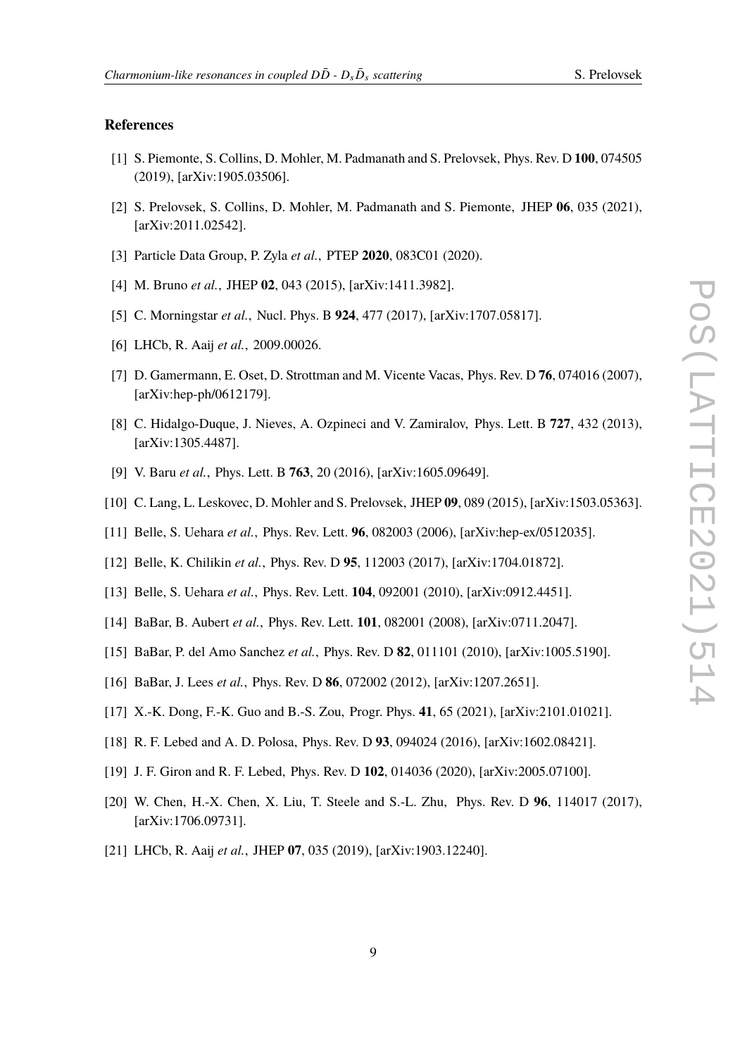## References

[1] S. Piemonte, S. Collins, D. Mohler, M. Padmanath and S. Prelovsek, Phys. Rev. D **100**, 074505 (2019), [arXiv:1905.03506].

[2] S. Prelovsek, S. Collins, D. Mohler, M. Padmanath and S. Piemonte, JHEP **06**, 035 (2021), [arXiv:2011.02542].

[3] Particle Data Group, P. Zyla *et al.*, PTEP **2020**, 083C01 (2020).

[4] M. Bruno *et al.*, JHEP **02**, 043 (2015), [arXiv:1411.3982].

[5] C. Morningstar *et al.*, Nucl. Phys. B **924**, 477 (2017), [arXiv:1707.05817].

[6] LHCb, R. Aaij *et al.*, 2009.00026.

[7] D. Gamermann, E. Oset, D. Strottman and M. Vicente Vacas, Phys. Rev. D **76**, 074016 (2007), [arXiv:hep-ph/0612179].

[8] C. Hidalgo-Duque, J. Nieves, A. Ozpineci and V. Zamiralov, Phys. Lett. B **727**, 432 (2013), [arXiv:1305.4487].

[9] V. Baru *et al.*, Phys. Lett. B **763**, 20 (2016), [arXiv:1605.09649].

[10] C. Lang, L. Leskovec, D. Mohler and S. Prelovsek, JHEP **09**, 089 (2015), [arXiv:1503.05363].

[11] Belle, S. Uehara *et al.*, Phys. Rev. Lett. **96**, 082003 (2006), [arXiv:hep-ex/0512035].

[12] Belle, K. Chilikin *et al.*, Phys. Rev. D **95**, 112003 (2017), [arXiv:1704.01872].

[13] Belle, S. Uehara *et al.*, Phys. Rev. Lett. **104**, 092001 (2010), [arXiv:0912.4451].

[14] BaBar, B. Aubert *et al.*, Phys. Rev. Lett. **101**, 082001 (2008), [arXiv:0711.2047].

[15] BaBar, P. del Amo Sanchez *et al.*, Phys. Rev. D **82**, 011101 (2010), [arXiv:1005.5190].

[16] BaBar, J. Lees *et al.*, Phys. Rev. D **86**, 072002 (2012), [arXiv:1207.2651].

[17] X.-K. Dong, F.-K. Guo and B.-S. Zou, Progr. Phys. **41**, 65 (2021), [arXiv:2101.01021].

[18] R. F. Lebed and A. D. Polosa, Phys. Rev. D **93**, 094024 (2016), [arXiv:1602.08421].

[19] J. F. Giron and R. F. Lebed, Phys. Rev. D **102**, 014036 (2020), [arXiv:2005.07100].

[20] W. Chen, H.-X. Chen, X. Liu, T. Steele and S.-L. Zhu, Phys. Rev. D **96**, 114017 (2017), [arXiv:1706.09731].

[21] LHCb, R. Aaij *et al.*, JHEP **07**, 035 (2019), [arXiv:1903.12240].